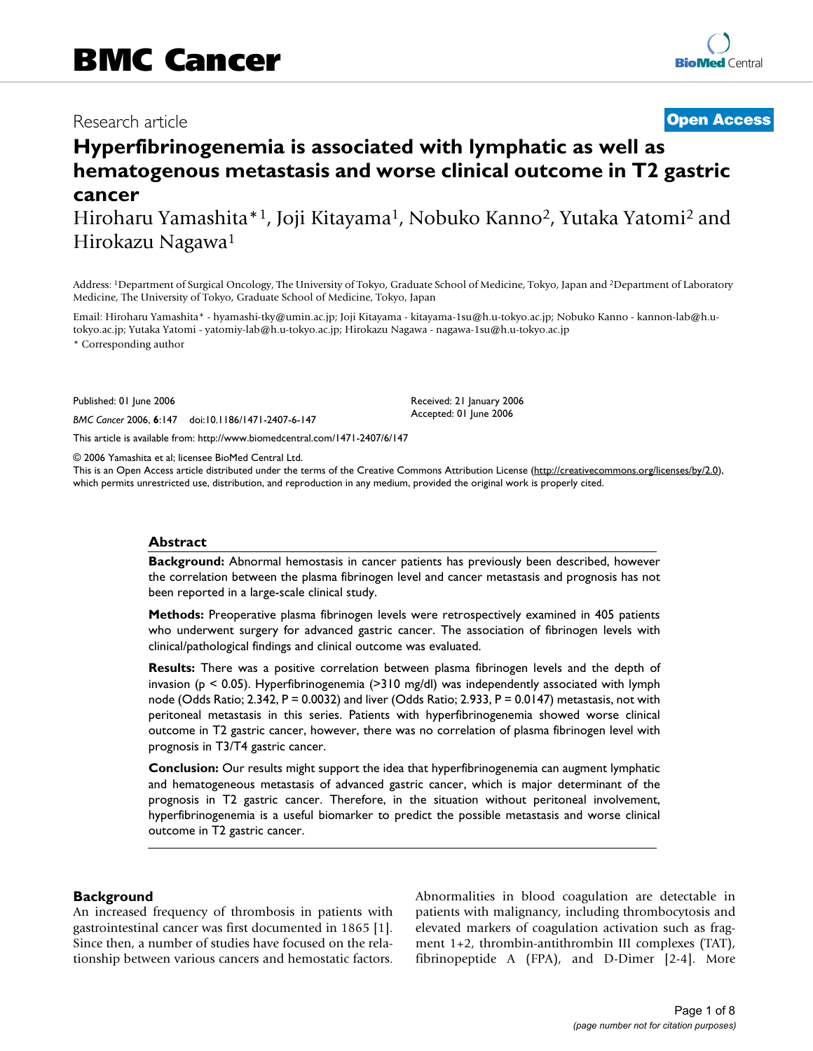Research article

**Open Access**

# Hyperfibrinogenemia is associated with lymphatic as well as hematogenous metastasis and worse clinical outcome in T2 gastric cancer

Hiroharu Yamashita*[1], Joji Kitayama[1], Nobuko Kanno[2], Yutaka Yatomi[2] and Hirokazu Nagawa[1]

Address: [1]Department of Surgical Oncology, The University of Tokyo, Graduate School of Medicine, Tokyo, Japan and [2]Department of Laboratory Medicine, The University of Tokyo, Graduate School of Medicine, Tokyo, Japan

Email: Hiroharu Yamashita* - hyamashi-tky@umin.ac.jp; Joji Kitayama - kitayama-1su@h.u-tokyo.ac.jp; Nobuko Kanno - kannon-lab@h.u-tokyo.ac.jp; Yutaka Yatomi - yatomiy-lab@h.u-tokyo.ac.jp; Hirokazu Nagawa - nagawa-1su@h.u-tokyo.ac.jp

* Corresponding author

Published: 01 June 2006

*BMC Cancer* 2006, **6**:147 doi:10.1186/1471-2407-6-147

Received: 21 January 2006
Accepted: 01 June 2006

This article is available from: http://www.biomedcentral.com/1471-2407/6/147

© 2006 Yamashita et al; licensee BioMed Central Ltd.
This is an Open Access article distributed under the terms of the Creative Commons Attribution License (http://creativecommons.org/licenses/by/2.0), which permits unrestricted use, distribution, and reproduction in any medium, provided the original work is properly cited.

## Abstract

**Background:** Abnormal hemostasis in cancer patients has previously been described, however the correlation between the plasma fibrinogen level and cancer metastasis and prognosis has not been reported in a large-scale clinical study.

**Methods:** Preoperative plasma fibrinogen levels were retrospectively examined in 405 patients who underwent surgery for advanced gastric cancer. The association of fibrinogen levels with clinical/pathological findings and clinical outcome was evaluated.

**Results:** There was a positive correlation between plasma fibrinogen levels and the depth of invasion ($p < 0.05$). Hyperfibrinogenemia (>310 mg/dl) was independently associated with lymph node (Odds Ratio; 2.342, $P = 0.0032$) and liver (Odds Ratio; 2.933, $P = 0.0147$) metastasis, not with peritoneal metastasis in this series. Patients with hyperfibrinogenemia showed worse clinical outcome in T2 gastric cancer, however, there was no correlation of plasma fibrinogen level with prognosis in T3/T4 gastric cancer.

**Conclusion:** Our results might support the idea that hyperfibrinogenemia can augment lymphatic and hematogeneous metastasis of advanced gastric cancer, which is major determinant of the prognosis in T2 gastric cancer. Therefore, in the situation without peritoneal involvement, hyperfibrinogenemia is a useful biomarker to predict the possible metastasis and worse clinical outcome in T2 gastric cancer.

## Background

An increased frequency of thrombosis in patients with gastrointestinal cancer was first documented in 1865 [1]. Since then, a number of studies have focused on the relationship between various cancers and hemostatic factors. Abnormalities in blood coagulation are detectable in patients with malignancy, including thrombocytosis and elevated markers of coagulation activation such as fragment 1+2, thrombin-antithrombin III complexes (TAT), fibrinopeptide A (FPA), and D-Dimer [2-4]. More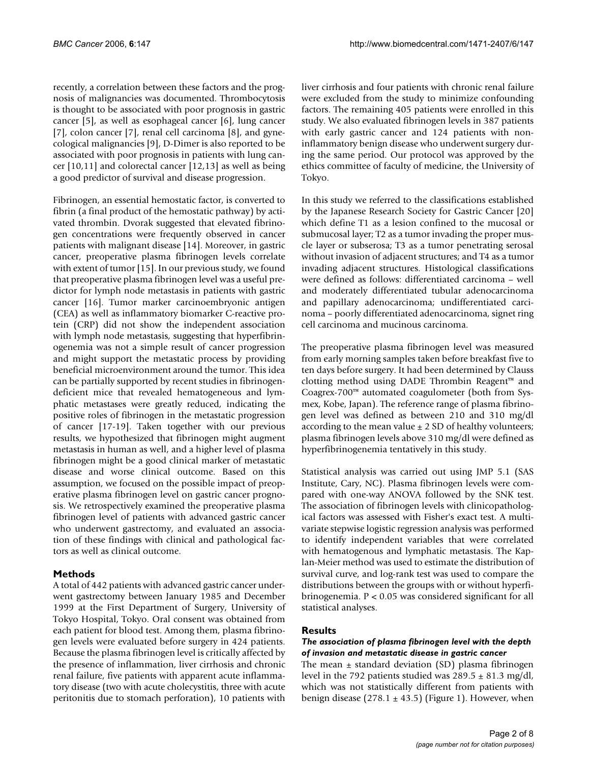recently, a correlation between these factors and the prognosis of malignancies was documented. Thrombocytosis is thought to be associated with poor prognosis in gastric cancer [5], as well as esophageal cancer [6], lung cancer [7], colon cancer [7], renal cell carcinoma [8], and gynecological malignancies [9], D-Dimer is also reported to be associated with poor prognosis in patients with lung cancer [10,11] and colorectal cancer [12,13] as well as being a good predictor of survival and disease progression.

Fibrinogen, an essential hemostatic factor, is converted to fibrin (a final product of the hemostatic pathway) by activated thrombin. Dvorak suggested that elevated fibrinogen concentrations were frequently observed in cancer patients with malignant disease [14]. Moreover, in gastric cancer, preoperative plasma fibrinogen levels correlate with extent of tumor [15]. In our previous study, we found that preoperative plasma fibrinogen level was a useful predictor for lymph node metastasis in patients with gastric cancer [16]. Tumor marker carcinoembryonic antigen (CEA) as well as inflammatory biomarker C-reactive protein (CRP) did not show the independent association with lymph node metastasis, suggesting that hyperfibrinogenemia was not a simple result of cancer progression and might support the metastatic process by providing beneficial microenvironment around the tumor. This idea can be partially supported by recent studies in fibrinogen-deficient mice that revealed hematogeneous and lymphatic metastases were greatly reduced, indicating the positive roles of fibrinogen in the metastatic progression of cancer [17-19]. Taken together with our previous results, we hypothesized that fibrinogen might augment metastasis in human as well, and a higher level of plasma fibrinogen might be a good clinical marker of metastatic disease and worse clinical outcome. Based on this assumption, we focused on the possible impact of preoperative plasma fibrinogen level on gastric cancer prognosis. We retrospectively examined the preoperative plasma fibrinogen level of patients with advanced gastric cancer who underwent gastrectomy, and evaluated an association of these findings with clinical and pathological factors as well as clinical outcome.

## Methods

A total of 442 patients with advanced gastric cancer underwent gastrectomy between January 1985 and December 1999 at the First Department of Surgery, University of Tokyo Hospital, Tokyo. Oral consent was obtained from each patient for blood test. Among them, plasma fibrinogen levels were evaluated before surgery in 424 patients. Because the plasma fibrinogen level is critically affected by the presence of inflammation, liver cirrhosis and chronic renal failure, five patients with apparent acute inflammatory disease (two with acute cholecystitis, three with acute peritonitis due to stomach perforation), 10 patients with liver cirrhosis and four patients with chronic renal failure were excluded from the study to minimize confounding factors. The remaining 405 patients were enrolled in this study. We also evaluated fibrinogen levels in 387 patients with early gastric cancer and 124 patients with non-inflammatory benign disease who underwent surgery during the same period. Our protocol was approved by the ethics committee of faculty of medicine, the University of Tokyo.

In this study we referred to the classifications established by the Japanese Research Society for Gastric Cancer [20] which define T1 as a lesion confined to the mucosal or submucosal layer; T2 as a tumor invading the proper muscle layer or subserosa; T3 as a tumor penetrating serosal without invasion of adjacent structures; and T4 as a tumor invading adjacent structures. Histological classifications were defined as follows: differentiated carcinoma – well and moderately differentiated tubular adenocarcinoma and papillary adenocarcinoma; undifferentiated carcinoma – poorly differentiated adenocarcinoma, signet ring cell carcinoma and mucinous carcinoma.

The preoperative plasma fibrinogen level was measured from early morning samples taken before breakfast five to ten days before surgery. It had been determined by Clauss clotting method using DADE Thrombin Reagent™ and Coagrex-700™ automated coagulometer (both from Sysmex, Kobe, Japan). The reference range of plasma fibrinogen level was defined as between 210 and 310 mg/dl according to the mean value ± 2 SD of healthy volunteers; plasma fibrinogen levels above 310 mg/dl were defined as hyperfibrinogenemia tentatively in this study.

Statistical analysis was carried out using JMP 5.1 (SAS Institute, Cary, NC). Plasma fibrinogen levels were compared with one-way ANOVA followed by the SNK test. The association of fibrinogen levels with clinicopathological factors was assessed with Fisher's exact test. A multivariate stepwise logistic regression analysis was performed to identify independent variables that were correlated with hematogenous and lymphatic metastasis. The Kaplan-Meier method was used to estimate the distribution of survival curve, and log-rank test was used to compare the distributions between the groups with or without hyperfibrinogenemia. $P < 0.05$ was considered significant for all statistical analyses.

## Results

### *The association of plasma fibrinogen level with the depth of invasion and metastatic disease in gastric cancer*

The mean ± standard deviation (SD) plasma fibrinogen level in the 792 patients studied was 289.5 ± 81.3 mg/dl, which was not statistically different from patients with benign disease (278.1 ± 43.5) (Figure 1). However, when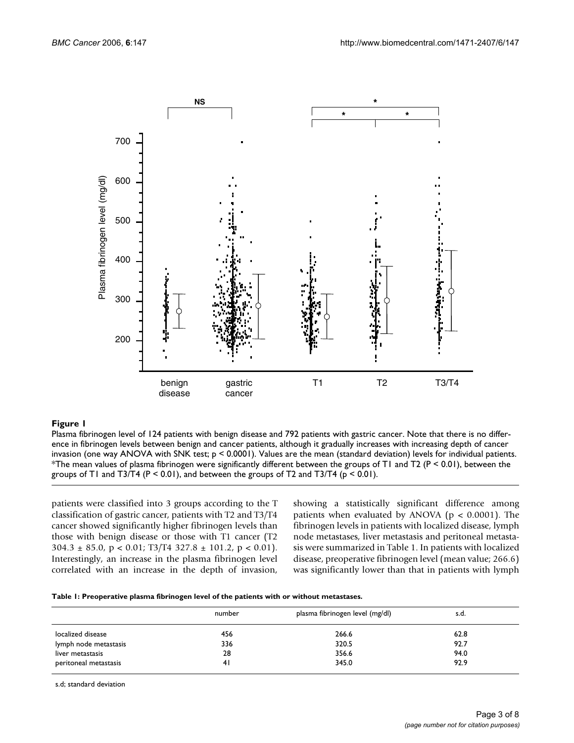**Figure 1**

Plasma fibrinogen level of 124 patients with benign disease and 792 patients with gastric cancer. Note that there is no difference in fibrinogen levels between benign and cancer patients, although it gradually increases with increasing depth of cancer invasion (one way ANOVA with SNK test; $p < 0.0001$). Values are the mean (standard deviation) levels for individual patients. *The mean values of plasma fibrinogen were significantly different between the groups of T1 and T2 ($P < 0.01$), between the groups of T1 and T3/T4 ($P < 0.01$), and between the groups of T2 and T3/T4 ($p < 0.01$).

patients were classified into 3 groups according to the T classification of gastric cancer, patients with T2 and T3/T4 cancer showed significantly higher fibrinogen levels than those with benign disease or those with T1 cancer (T2 $304.3 \pm 85.0$, $p < 0.01$; T3/T4 $327.8 \pm 101.2$, $p < 0.01$). Interestingly, an increase in the plasma fibrinogen level correlated with an increase in the depth of invasion, showing a statistically significant difference among patients when evaluated by ANOVA ($p < 0.0001$). The fibrinogen levels in patients with localized disease, lymph node metastases, liver metastasis and peritoneal metastasis were summarized in Table 1. In patients with localized disease, preoperative fibrinogen level (mean value; 266.6) was significantly lower than that in patients with lymph

**Table 1: Preoperative plasma fibrinogen level of the patients with or without metastases.**

| | number | plasma fibrinogen level (mg/dl) | s.d. |
|---|---|---|---|
| localized disease | 456 | 266.6 | 62.8 |
| lymph node metastasis | 336 | 320.5 | 92.7 |
| liver metastasis | 28 | 356.6 | 94.0 |
| peritoneal metastasis | 41 | 345.0 | 92.9 |

s.d; standard deviation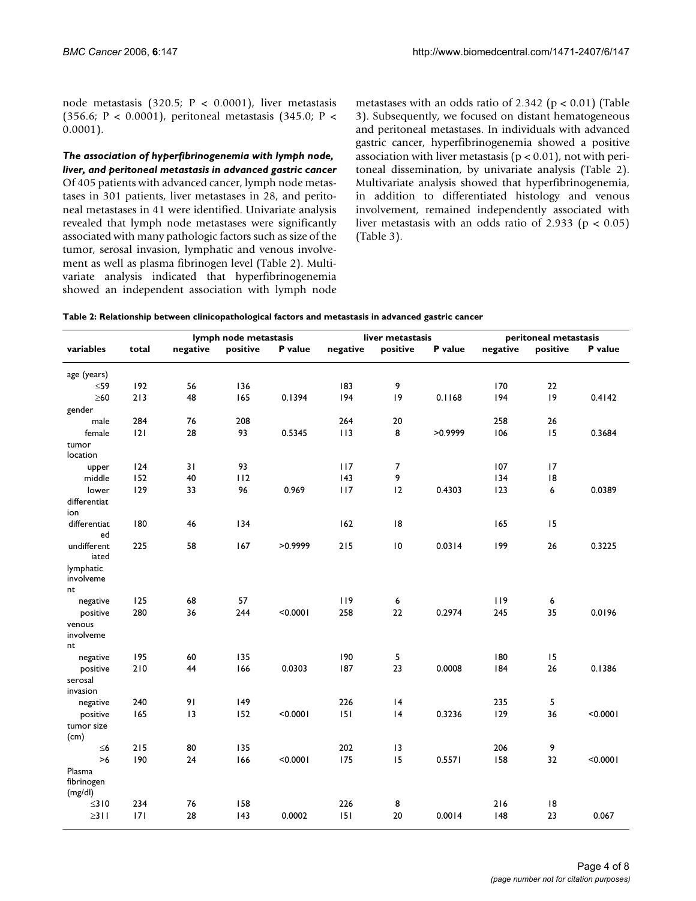node metastasis (320.5; $P < 0.0001$), liver metastasis (356.6; $P < 0.0001$), peritoneal metastasis (345.0; $P < 0.0001$).

### *The association of hyperfibrinogenemia with lymph node, liver, and peritoneal metastasis in advanced gastric cancer*

Of 405 patients with advanced cancer, lymph node metastases in 301 patients, liver metastases in 28, and peritoneal metastases in 41 were identified. Univariate analysis revealed that lymph node metastases were significantly associated with many pathologic factors such as size of the tumor, serosal invasion, lymphatic and venous involvement as well as plasma fibrinogen level (Table 2). Multivariate analysis indicated that hyperfibrinogenemia showed an independent association with lymph node metastases with an odds ratio of 2.342 ($p < 0.01$) (Table 3). Subsequently, we focused on distant hematogeneous and peritoneal metastases. In individuals with advanced gastric cancer, hyperfibrinogenemia showed a positive association with liver metastasis ($p < 0.01$), not with peritoneal dissemination, by univariate analysis (Table 2). Multivariate analysis showed that hyperfibrinogenemia, in addition to differentiated histology and venous involvement, remained independently associated with liver metastasis with an odds ratio of 2.933 ($p < 0.05$) (Table 3).

**Table 2: Relationship between clinicopathological factors and metastasis in advanced gastric cancer**

| | | lymph node metastasis | | | liver metastasis | | | peritoneal metastasis | | |
|---|---|---|---|---|---|---|---|---|---|---|
| variables | total | negative | positive | P value | negative | positive | P value | negative | positive | P value |
| age (years) | | | | | | | | | | |
| ≤59 | 192 | 56 | 136 | | 183 | 9 | | 170 | 22 | |
| ≥60 | 213 | 48 | 165 | 0.1394 | 194 | 19 | 0.1168 | 194 | 19 | 0.4142 |
| gender | | | | | | | | | | |
| male | 284 | 76 | 208 | | 264 | 20 | | 258 | 26 | |
| female | 121 | 28 | 93 | 0.5345 | 113 | 8 | >0.9999 | 106 | 15 | 0.3684 |
| tumor location | | | | | | | | | | |
| upper | 124 | 31 | 93 | | 117 | 7 | | 107 | 17 | |
| middle | 152 | 40 | 112 | | 143 | 9 | | 134 | 18 | |
| lower | 129 | 33 | 96 | 0.969 | 117 | 12 | 0.4303 | 123 | 6 | 0.0389 |
| differentiation | | | | | | | | | | |
| differentiated | 180 | 46 | 134 | | 162 | 18 | | 165 | 15 | |
| undifferentiated | 225 | 58 | 167 | >0.9999 | 215 | 10 | 0.0314 | 199 | 26 | 0.3225 |
| lymphatic involvement | | | | | | | | | | |
| negative | 125 | 68 | 57 | | 119 | 6 | | 119 | 6 | |
| positive | 280 | 36 | 244 | <0.0001 | 258 | 22 | 0.2974 | 245 | 35 | 0.0196 |
| venous involvement | | | | | | | | | | |
| negative | 195 | 60 | 135 | | 190 | 5 | | 180 | 15 | |
| positive | 210 | 44 | 166 | 0.0303 | 187 | 23 | 0.0008 | 184 | 26 | 0.1386 |
| serosal invasion | | | | | | | | | | |
| negative | 240 | 91 | 149 | | 226 | 14 | | 235 | 5 | |
| positive | 165 | 13 | 152 | <0.0001 | 151 | 14 | 0.3236 | 129 | 36 | <0.0001 |
| tumor size (cm) | | | | | | | | | | |
| ≤6 | 215 | 80 | 135 | | 202 | 13 | | 206 | 9 | |
| >6 | 190 | 24 | 166 | <0.0001 | 175 | 15 | 0.5571 | 158 | 32 | <0.0001 |
| Plasma fibrinogen (mg/dl) | | | | | | | | | | |
| ≤310 | 234 | 76 | 158 | | 226 | 8 | | 216 | 18 | |
| ≥311 | 171 | 28 | 143 | 0.0002 | 151 | 20 | 0.0014 | 148 | 23 | 0.067 |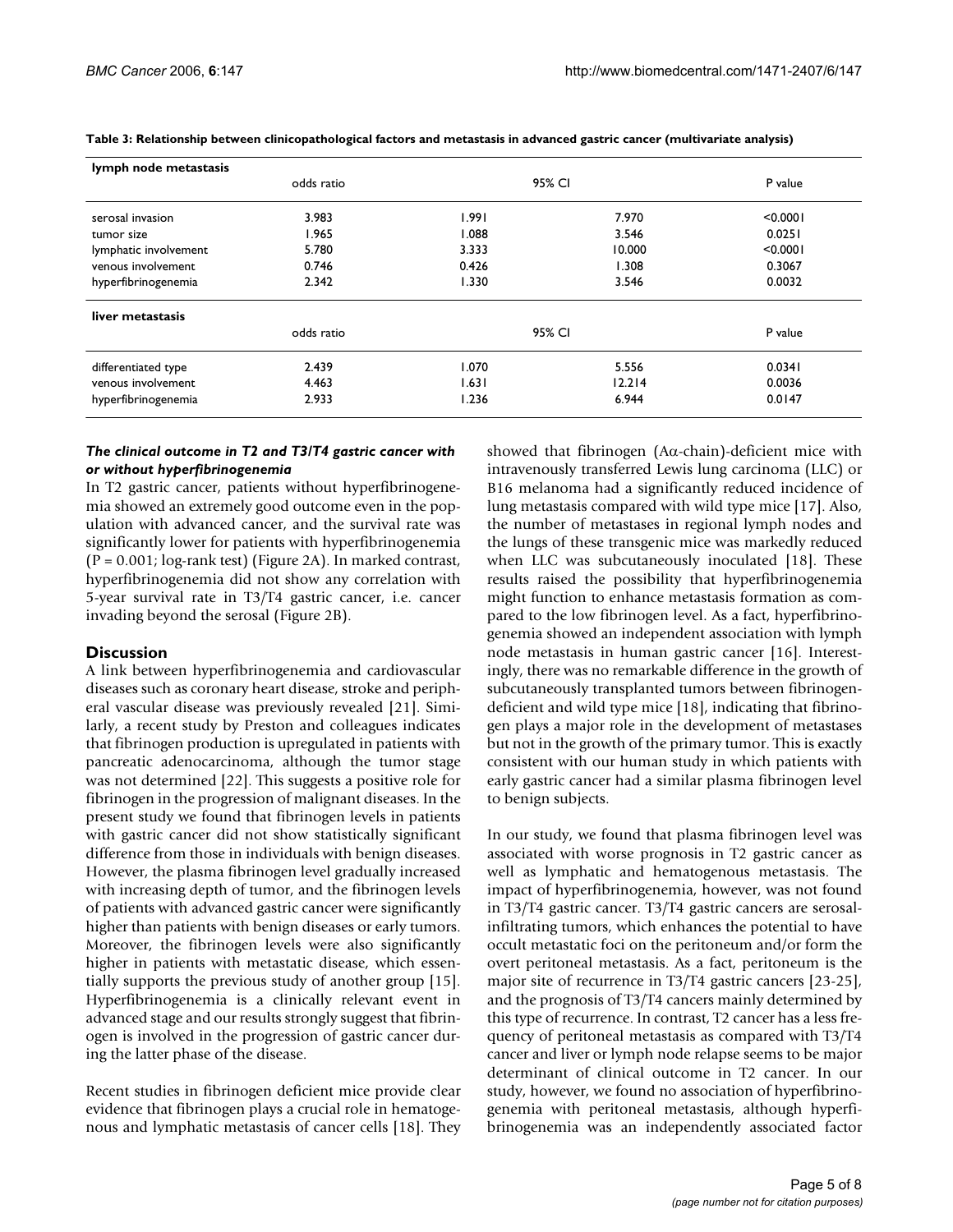**Table 3: Relationship between clinicopathological factors and metastasis in advanced gastric cancer (multivariate analysis)**

| lymph node metastasis | odds ratio | 95% CI | | P value |
|---|---|---|---|---|
| serosal invasion | 3.983 | 1.991 | 7.970 | <0.0001 |
| tumor size | 1.965 | 1.088 | 3.546 | 0.0251 |
| lymphatic involvement | 5.780 | 3.333 | 10.000 | <0.0001 |
| venous involvement | 0.746 | 0.426 | 1.308 | 0.3067 |
| hyperfibrinogenemia | 2.342 | 1.330 | 3.546 | 0.0032 |
| **liver metastasis** | **odds ratio** | **95% CI** | | **P value** |
| differentiated type | 2.439 | 1.070 | 5.556 | 0.0341 |
| venous involvement | 4.463 | 1.631 | 12.214 | 0.0036 |
| hyperfibrinogenemia | 2.933 | 1.236 | 6.944 | 0.0147 |

### *The clinical outcome in T2 and T3/T4 gastric cancer with or without hyperfibrinogenemia*

In T2 gastric cancer, patients without hyperfibrinogenemia showed an extremely good outcome even in the population with advanced cancer, and the survival rate was significantly lower for patients with hyperfibrinogenemia ($P = 0.001$; log-rank test) (Figure 2A). In marked contrast, hyperfibrinogenemia did not show any correlation with 5-year survival rate in T3/T4 gastric cancer, i.e. cancer invading beyond the serosal (Figure 2B).

## Discussion

A link between hyperfibrinogenemia and cardiovascular diseases such as coronary heart disease, stroke and peripheral vascular disease was previously revealed [21]. Similarly, a recent study by Preston and colleagues indicates that fibrinogen production is upregulated in patients with pancreatic adenocarcinoma, although the tumor stage was not determined [22]. This suggests a positive role for fibrinogen in the progression of malignant diseases. In the present study we found that fibrinogen levels in patients with gastric cancer did not show statistically significant difference from those in individuals with benign diseases. However, the plasma fibrinogen level gradually increased with increasing depth of tumor, and the fibrinogen levels of patients with advanced gastric cancer were significantly higher than patients with benign diseases or early tumors. Moreover, the fibrinogen levels were also significantly higher in patients with metastatic disease, which essentially supports the previous study of another group [15]. Hyperfibrinogenemia is a clinically relevant event in advanced stage and our results strongly suggest that fibrinogen is involved in the progression of gastric cancer during the latter phase of the disease.

Recent studies in fibrinogen deficient mice provide clear evidence that fibrinogen plays a crucial role in hematogenous and lymphatic metastasis of cancer cells [18]. They showed that fibrinogen (Aα-chain)-deficient mice with intravenously transferred Lewis lung carcinoma (LLC) or B16 melanoma had a significantly reduced incidence of lung metastasis compared with wild type mice [17]. Also, the number of metastases in regional lymph nodes and the lungs of these transgenic mice was markedly reduced when LLC was subcutaneously inoculated [18]. These results raised the possibility that hyperfibrinogenemia might function to enhance metastasis formation as compared to the low fibrinogen level. As a fact, hyperfibrinogenemia showed an independent association with lymph node metastasis in human gastric cancer [16]. Interestingly, there was no remarkable difference in the growth of subcutaneously transplanted tumors between fibrinogen-deficient and wild type mice [18], indicating that fibrinogen plays a major role in the development of metastases but not in the growth of the primary tumor. This is exactly consistent with our human study in which patients with early gastric cancer had a similar plasma fibrinogen level to benign subjects.

In our study, we found that plasma fibrinogen level was associated with worse prognosis in T2 gastric cancer as well as lymphatic and hematogenous metastasis. The impact of hyperfibrinogenemia, however, was not found in T3/T4 gastric cancer. T3/T4 gastric cancers are serosal-infiltrating tumors, which enhances the potential to have occult metastatic foci on the peritoneum and/or form the overt peritoneal metastasis. As a fact, peritoneum is the major site of recurrence in T3/T4 gastric cancers [23-25], and the prognosis of T3/T4 cancers mainly determined by this type of recurrence. In contrast, T2 cancer has a less frequency of peritoneal metastasis as compared with T3/T4 cancer and liver or lymph node relapse seems to be major determinant of clinical outcome in T2 cancer. In our study, however, we found no association of hyperfibrinogenemia with peritoneal metastasis, although hyperfibrinogenemia was an independently associated factor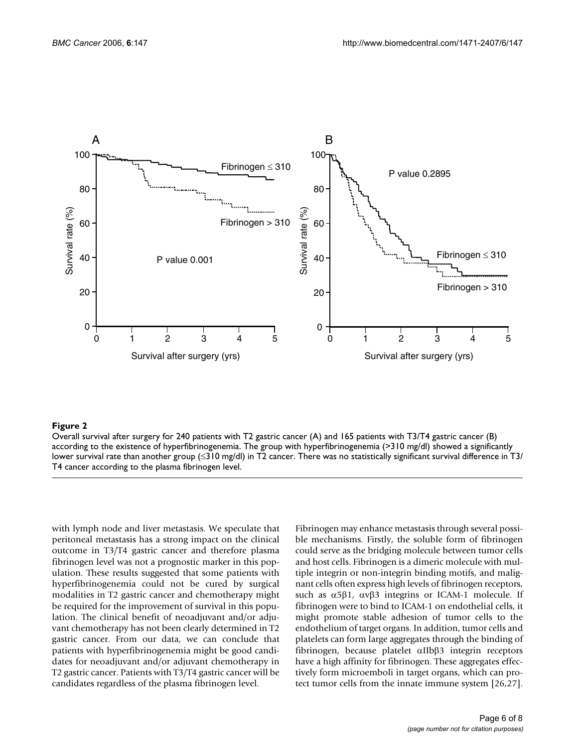**Figure 2**

Overall survival after surgery for 240 patients with T2 gastric cancer (A) and 165 patients with T3/T4 gastric cancer (B) according to the existence of hyperfibrinogenemia. The group with hyperfibrinogenemia (>310 mg/dl) showed a significantly lower survival rate than another group (≤310 mg/dl) in T2 cancer. There was no statistically significant survival difference in T3/T4 cancer according to the plasma fibrinogen level.

with lymph node and liver metastasis. We speculate that peritoneal metastasis has a strong impact on the clinical outcome in T3/T4 gastric cancer and therefore plasma fibrinogen level was not a prognostic marker in this population. These results suggested that some patients with hyperfibrinogenemia could not be cured by surgical modalities in T2 gastric cancer and chemotherapy might be required for the improvement of survival in this population. The clinical benefit of neoadjuvant and/or adjuvant chemotherapy has not been clearly determined in T2 gastric cancer. From our data, we can conclude that patients with hyperfibrinogenemia might be good candidates for neoadjuvant and/or adjuvant chemotherapy in T2 gastric cancer. Patients with T3/T4 gastric cancer will be candidates regardless of the plasma fibrinogen level.

Fibrinogen may enhance metastasis through several possible mechanisms. Firstly, the soluble form of fibrinogen could serve as the bridging molecule between tumor cells and host cells. Fibrinogen is a dimeric molecule with multiple integrin or non-integrin binding motifs, and malignant cells often express high levels of fibrinogen receptors, such as $\alpha5\beta1$, $\alpha v\beta3$ integrins or ICAM-1 molecule. If fibrinogen were to bind to ICAM-1 on endothelial cells, it might promote stable adhesion of tumor cells to the endothelium of target organs. In addition, tumor cells and platelets can form large aggregates through the binding of fibrinogen, because platelet $\alpha IIb\beta3$ integrin receptors have a high affinity for fibrinogen. These aggregates effectively form microemboli in target organs, which can protect tumor cells from the innate immune system [26,27].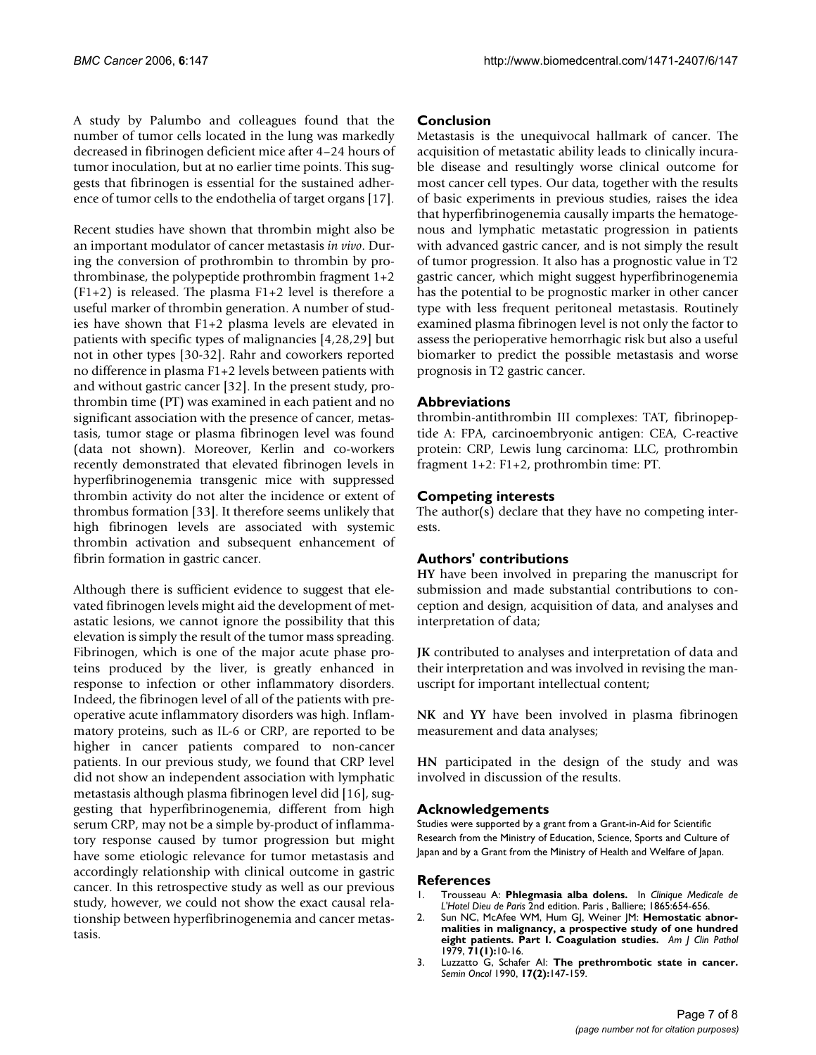A study by Palumbo and colleagues found that the number of tumor cells located in the lung was markedly decreased in fibrinogen deficient mice after 4–24 hours of tumor inoculation, but at no earlier time points. This suggests that fibrinogen is essential for the sustained adherence of tumor cells to the endothelia of target organs [17].

Recent studies have shown that thrombin might also be an important modulator of cancer metastasis *in vivo*. During the conversion of prothrombin to thrombin by prothrombinase, the polypeptide prothrombin fragment 1+2 (F1+2) is released. The plasma F1+2 level is therefore a useful marker of thrombin generation. A number of studies have shown that F1+2 plasma levels are elevated in patients with specific types of malignancies [4,28,29] but not in other types [30-32]. Rahr and coworkers reported no difference in plasma F1+2 levels between patients with and without gastric cancer [32]. In the present study, prothrombin time (PT) was examined in each patient and no significant association with the presence of cancer, metastasis, tumor stage or plasma fibrinogen level was found (data not shown). Moreover, Kerlin and co-workers recently demonstrated that elevated fibrinogen levels in hyperfibrinogenemia transgenic mice with suppressed thrombin activity do not alter the incidence or extent of thrombus formation [33]. It therefore seems unlikely that high fibrinogen levels are associated with systemic thrombin activation and subsequent enhancement of fibrin formation in gastric cancer.

Although there is sufficient evidence to suggest that elevated fibrinogen levels might aid the development of metastatic lesions, we cannot ignore the possibility that this elevation is simply the result of the tumor mass spreading. Fibrinogen, which is one of the major acute phase proteins produced by the liver, is greatly enhanced in response to infection or other inflammatory disorders. Indeed, the fibrinogen level of all of the patients with preoperative acute inflammatory disorders was high. Inflammatory proteins, such as IL-6 or CRP, are reported to be higher in cancer patients compared to non-cancer patients. In our previous study, we found that CRP level did not show an independent association with lymphatic metastasis although plasma fibrinogen level did [16], suggesting that hyperfibrinogenemia, different from high serum CRP, may not be a simple by-product of inflammatory response caused by tumor progression but might have some etiologic relevance for tumor metastasis and accordingly relationship with clinical outcome in gastric cancer. In this retrospective study as well as our previous study, however, we could not show the exact causal relationship between hyperfibrinogenemia and cancer metastasis.

## Conclusion

Metastasis is the unequivocal hallmark of cancer. The acquisition of metastatic ability leads to clinically incurable disease and resultingly worse clinical outcome for most cancer cell types. Our data, together with the results of basic experiments in previous studies, raises the idea that hyperfibrinogenemia causally imparts the hematogenous and lymphatic metastatic progression in patients with advanced gastric cancer, and is not simply the result of tumor progression. It also has a prognostic value in T2 gastric cancer, which might suggest hyperfibrinogenemia has the potential to be prognostic marker in other cancer type with less frequent peritoneal metastasis. Routinely examined plasma fibrinogen level is not only the factor to assess the perioperative hemorrhagic risk but also a useful biomarker to predict the possible metastasis and worse prognosis in T2 gastric cancer.

## Abbreviations

thrombin-antithrombin III complexes: TAT, fibrinopeptide A: FPA, carcinoembryonic antigen: CEA, C-reactive protein: CRP, Lewis lung carcinoma: LLC, prothrombin fragment 1+2: F1+2, prothrombin time: PT.

## Competing interests

The author(s) declare that they have no competing interests.

## Authors' contributions

**HY** have been involved in preparing the manuscript for submission and made substantial contributions to conception and design, acquisition of data, and analyses and interpretation of data;

**JK** contributed to analyses and interpretation of data and their interpretation and was involved in revising the manuscript for important intellectual content;

**NK** and **YY** have been involved in plasma fibrinogen measurement and data analyses;

**HN** participated in the design of the study and was involved in discussion of the results.

## Acknowledgements

Studies were supported by a grant from a Grant-in-Aid for Scientific Research from the Ministry of Education, Science, Sports and Culture of Japan and by a Grant from the Ministry of Health and Welfare of Japan.

## References

1. Trousseau A: **Phlegmasia alba dolens.** In *Clinique Medicale de L'Hotel Dieu de Paris* 2nd edition. Paris , Balliere; 1865:654-656.
2. Sun NC, McAfee WM, Hum GJ, Weiner JM: **Hemostatic abnormalities in malignancy, a prospective study of one hundred eight patients. Part I. Coagulation studies.** *Am J Clin Pathol* 1979, **71(1):**10-16.
3. Luzzatto G, Schafer AI: **The prethrombotic state in cancer.** *Semin Oncol* 1990, **17(2):**147-159.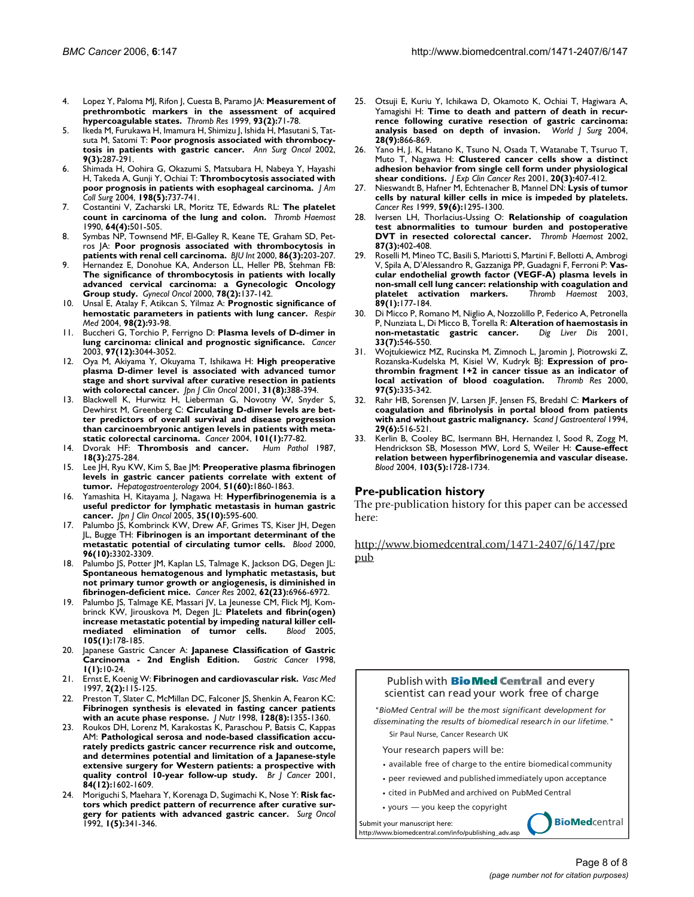4. Lopez Y, Paloma MJ, Rifon J, Cuesta B, Paramo JA: **Measurement of prethrombotic markers in the assessment of acquired hypercoagulable states.** *Thromb Res* 1999, **93(2):**71-78.
5. Ikeda M, Furukawa H, Imamura H, Shimizu J, Ishida H, Masutani S, Tatsuta M, Satomi T: **Poor prognosis associated with thrombocytosis in patients with gastric cancer.** *Ann Surg Oncol* 2002, **9(3):**287-291.
6. Shimada H, Oohira G, Okazumi S, Matsubara H, Nabeya Y, Hayashi H, Takeda A, Gunji Y, Ochiai T: **Thrombocytosis associated with poor prognosis in patients with esophageal carcinoma.** *J Am Coll Surg* 2004, **198(5):**737-741.
7. Costantini V, Zacharski LR, Moritz TE, Edwards RL: **The platelet count in carcinoma of the lung and colon.** *Thromb Haemost* 1990, **64(4):**501-505.
8. Symbas NP, Townsend MF, El-Galley R, Keane TE, Graham SD, Petros JA: **Poor prognosis associated with thrombocytosis in patients with renal cell carcinoma.** *BJU Int* 2000, **86(3):**203-207.
9. Hernandez E, Donohue KA, Anderson LL, Heller PB, Stehman FB: **The significance of thrombocytosis in patients with locally advanced cervical carcinoma: a Gynecologic Oncology Group study.** *Gynecol Oncol* 2000, **78(2):**137-142.
10. Unsal E, Atalay F, Atikcan S, Yilmaz A: **Prognostic significance of hemostatic parameters in patients with lung cancer.** *Respir Med* 2004, **98(2):**93-98.
11. Buccheri G, Torchio P, Ferrigno D: **Plasma levels of D-dimer in lung carcinoma: clinical and prognostic significance.** *Cancer* 2003, **97(12):**3044-3052.
12. Oya M, Akiyama Y, Okuyama T, Ishikawa H: **High preoperative plasma D-dimer level is associated with advanced tumor stage and short survival after curative resection in patients with colorectal cancer.** *Jpn J Clin Oncol* 2001, **31(8):**388-394.
13. Blackwell K, Hurwitz H, Lieberman G, Novotny W, Snyder S, Dewhirst M, Greenberg C: **Circulating D-dimer levels are better predictors of overall survival and disease progression than carcinoembryonic antigen levels in patients with metastatic colorectal carcinoma.** *Cancer* 2004, **101(1):**77-82.
14. Dvorak HF: **Thrombosis and cancer.** *Hum Pathol* 1987, **18(3):**275-284.
15. Lee JH, Ryu KW, Kim S, Bae JM: **Preoperative plasma fibrinogen levels in gastric cancer patients correlate with extent of tumor.** *Hepatogastroenterology* 2004, **51(60):**1860-1863.
16. Yamashita H, Kitayama J, Nagawa H: **Hyperfibrinogenemia is a useful predictor for lymphatic metastasis in human gastric cancer.** *Jpn J Clin Oncol* 2005, **35(10):**595-600.
17. Palumbo JS, Kombrinck KW, Drew AF, Grimes TS, Kiser JH, Degen JL, Bugge TH: **Fibrinogen is an important determinant of the metastatic potential of circulating tumor cells.** *Blood* 2000, **96(10):**3302-3309.
18. Palumbo JS, Potter JM, Kaplan LS, Talmage K, Jackson DG, Degen JL: **Spontaneous hematogenous and lymphatic metastasis, but not primary tumor growth or angiogenesis, is diminished in fibrinogen-deficient mice.** *Cancer Res* 2002, **62(23):**6966-6972.
19. Palumbo JS, Talmage KE, Massari JV, La Jeunesse CM, Flick MJ, Kombrinck KW, Jirouskova M, Degen JL: **Platelets and fibrin(ogen) increase metastatic potential by impeding natural killer cell-mediated elimination of tumor cells.** *Blood* 2005, **105(1):**178-185.
20. Japanese Gastric Cancer A: **Japanese Classification of Gastric Carcinoma - 2nd English Edition.** *Gastric Cancer* 1998, **1(1):**10-24.
21. Ernst E, Koenig W: **Fibrinogen and cardiovascular risk.** *Vasc Med* 1997, **2(2):**115-125.
22. Preston T, Slater C, McMillan DC, Falconer JS, Shenkin A, Fearon KC: **Fibrinogen synthesis is elevated in fasting cancer patients with an acute phase response.** *J Nutr* 1998, **128(8):**1355-1360.
23. Roukos DH, Lorenz M, Karakostas K, Paraschou P, Batsis C, Kappas AM: **Pathological serosa and node-based classification accurately predicts gastric cancer recurrence risk and outcome, and determines potential and limitation of a Japanese-style extensive surgery for Western patients: a prospective with quality control 10-year follow-up study.** *Br J Cancer* 2001, **84(12):**1602-1609.
24. Moriguchi S, Maehara Y, Korenaga D, Sugimachi K, Nose Y: **Risk factors which predict pattern of recurrence after curative surgery for patients with advanced gastric cancer.** *Surg Oncol* 1992, **1(5):**341-346.
25. Otsuji E, Kuriu Y, Ichikawa D, Okamoto K, Ochiai T, Hagiwara A, Yamagishi H: **Time to death and pattern of death in recurrence following curative resection of gastric carcinoma: analysis based on depth of invasion.** *World J Surg* 2004, **28(9):**866-869.
26. Yano H, J. K, Hatano K, Tsuno N, Osada T, Watanabe T, Tsuruo T, Muto T, Nagawa H: **Clustered cancer cells show a distinct adhesion behavior from single cell form under physiological shear conditions.** *J Exp Clin Cancer Res* 2001, **20(3):**407-412.
27. Nieswandt B, Hafner M, Echtenacher B, Mannel DN: **Lysis of tumor cells by natural killer cells in mice is impeded by platelets.** *Cancer Res* 1999, **59(6):**1295-1300.
28. Iversen LH, Thorlacius-Ussing O: **Relationship of coagulation test abnormalities to tumour burden and postoperative DVT in resected colorectal cancer.** *Thromb Haemost* 2002, **87(3):**402-408.
29. Roselli M, Mineo TC, Basili S, Mariotti S, Martini F, Bellotti A, Ambrogi V, Spila A, D'Alessandro R, Gazzaniga PP, Guadagni F, Ferroni P: **Vascular endothelial growth factor (VEGF-A) plasma levels in non-small cell lung cancer: relationship with coagulation and platelet activation markers.** *Thromb Haemost* 2003, **89(1):**177-184.
30. Di Micco P, Romano M, Niglio A, Nozzolillo P, Federico A, Petronella P, Nunziata L, Di Micco B, Torella R: **Alteration of haemostasis in non-metastatic gastric cancer.** *Dig Liver Dis* 2001, **33(7):**546-550.
31. Wojtukiewicz MZ, Rucinska M, Zimnoch L, Jaromin J, Piotrowski Z, Rozanska-Kudelska M, Kisiel W, Kudryk BJ: **Expression of prothrombin fragment 1+2 in cancer tissue as an indicator of local activation of blood coagulation.** *Thromb Res* 2000, **97(5):**335-342.
32. Rahr HB, Sorensen JV, Larsen JF, Jensen FS, Bredahl C: **Markers of coagulation and fibrinolysis in portal blood from patients with and without gastric malignancy.** *Scand J Gastroenterol* 1994, **29(6):**516-521.
33. Kerlin B, Cooley BC, Isermann BH, Hernandez I, Sood R, Zogg M, Hendrickson SB, Mosesson MW, Lord S, Weiler H: **Cause-effect relation between hyperfibrinogenemia and vascular disease.** *Blood* 2004, **103(5):**1728-1734.

## Pre-publication history

The pre-publication history for this paper can be accessed here:

http://www.biomedcentral.com/1471-2407/6/147/prepub

Publish with **BioMed Central** and every scientist can read your work free of charge

*"BioMed Central will be the most significant development for disseminating the results of biomedical research in our lifetime."*

Sir Paul Nurse, Cancer Research UK

Your research papers will be:

- available free of charge to the entire biomedical community
- peer reviewed and published immediately upon acceptance
- cited in PubMed and archived on PubMed Central
- yours — you keep the copyright

Submit your manuscript here:
http://www.biomedcentral.com/info/publishing_adv.asp

BioMedcentral